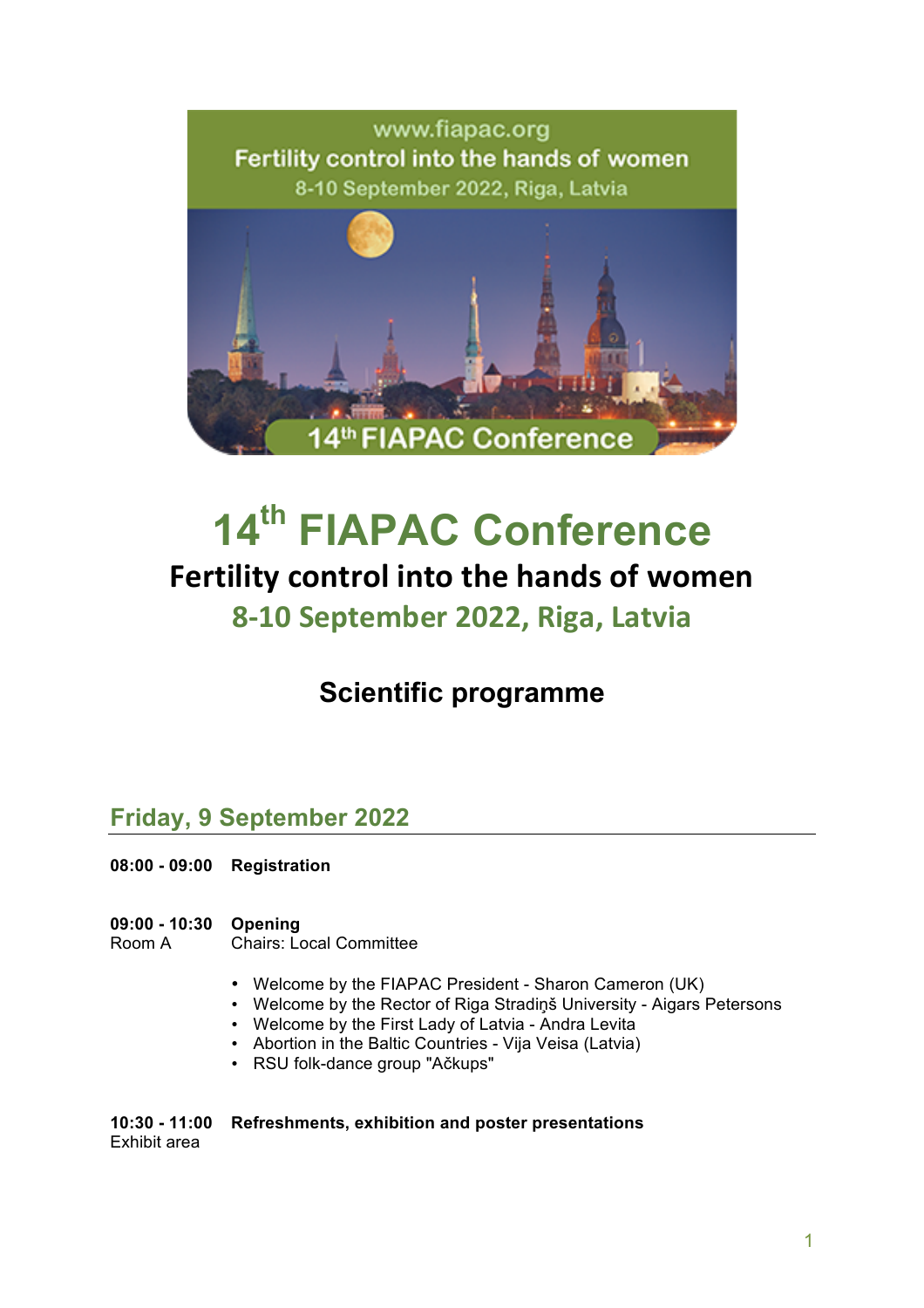# 14th FIAPAC Conference

## Fertility control into the hands of women

### 8-10 September 2022, Riga, Latvia

## Scientific programme

## Friday, 9 September 2022

**08:00 - 09:00** **Registration**

**09:00 - 10:30** **Opening**
Room A
Chairs: Local Committee

- Welcome by the FIAPAC President - Sharon Cameron (UK)
- Welcome by the Rector of Riga Stradiņš University - Aigars Petersons
- Welcome by the First Lady of Latvia - Andra Levita
- Abortion in the Baltic Countries - Vija Veisa (Latvia)
- RSU folk-dance group "Ačkups"

**10:30 - 11:00** **Refreshments, exhibition and poster presentations**
Exhibit area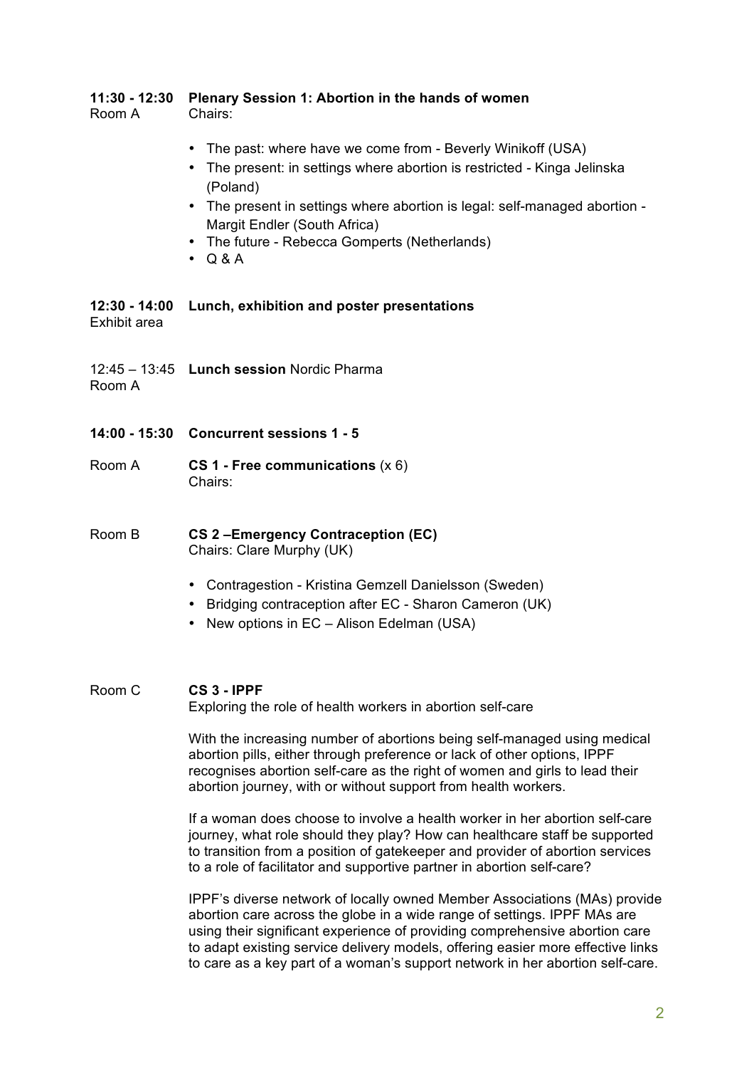**11:30 - 12:30** Room A **Plenary Session 1: Abortion in the hands of women**

Chairs:

- The past: where have we come from - Beverly Winikoff (USA)
- The present: in settings where abortion is restricted - Kinga Jelinska (Poland)
- The present in settings where abortion is legal: self-managed abortion - Margit Endler (South Africa)
- The future - Rebecca Gomperts (Netherlands)
- Q & A

**12:30 - 14:00** Exhibit area **Lunch, exhibition and poster presentations**

12:45 – 13:45 Room A **Lunch session** Nordic Pharma

**14:00 - 15:30 Concurrent sessions 1 - 5**

Room A **CS 1 - Free communications** (x 6)

Chairs:

Room B **CS 2 –Emergency Contraception (EC)**

Chairs: Clare Murphy (UK)

- Contragestion - Kristina Gemzell Danielsson (Sweden)
- Bridging contraception after EC - Sharon Cameron (UK)
- New options in EC – Alison Edelman (USA)

Room C **CS 3 - IPPF**

Exploring the role of health workers in abortion self-care

With the increasing number of abortions being self-managed using medical abortion pills, either through preference or lack of other options, IPPF recognises abortion self-care as the right of women and girls to lead their abortion journey, with or without support from health workers.

If a woman does choose to involve a health worker in her abortion self-care journey, what role should they play? How can healthcare staff be supported to transition from a position of gatekeeper and provider of abortion services to a role of facilitator and supportive partner in abortion self-care?

IPPF's diverse network of locally owned Member Associations (MAs) provide abortion care across the globe in a wide range of settings. IPPF MAs are using their significant experience of providing comprehensive abortion care to adapt existing service delivery models, offering easier more effective links to care as a key part of a woman's support network in her abortion self-care.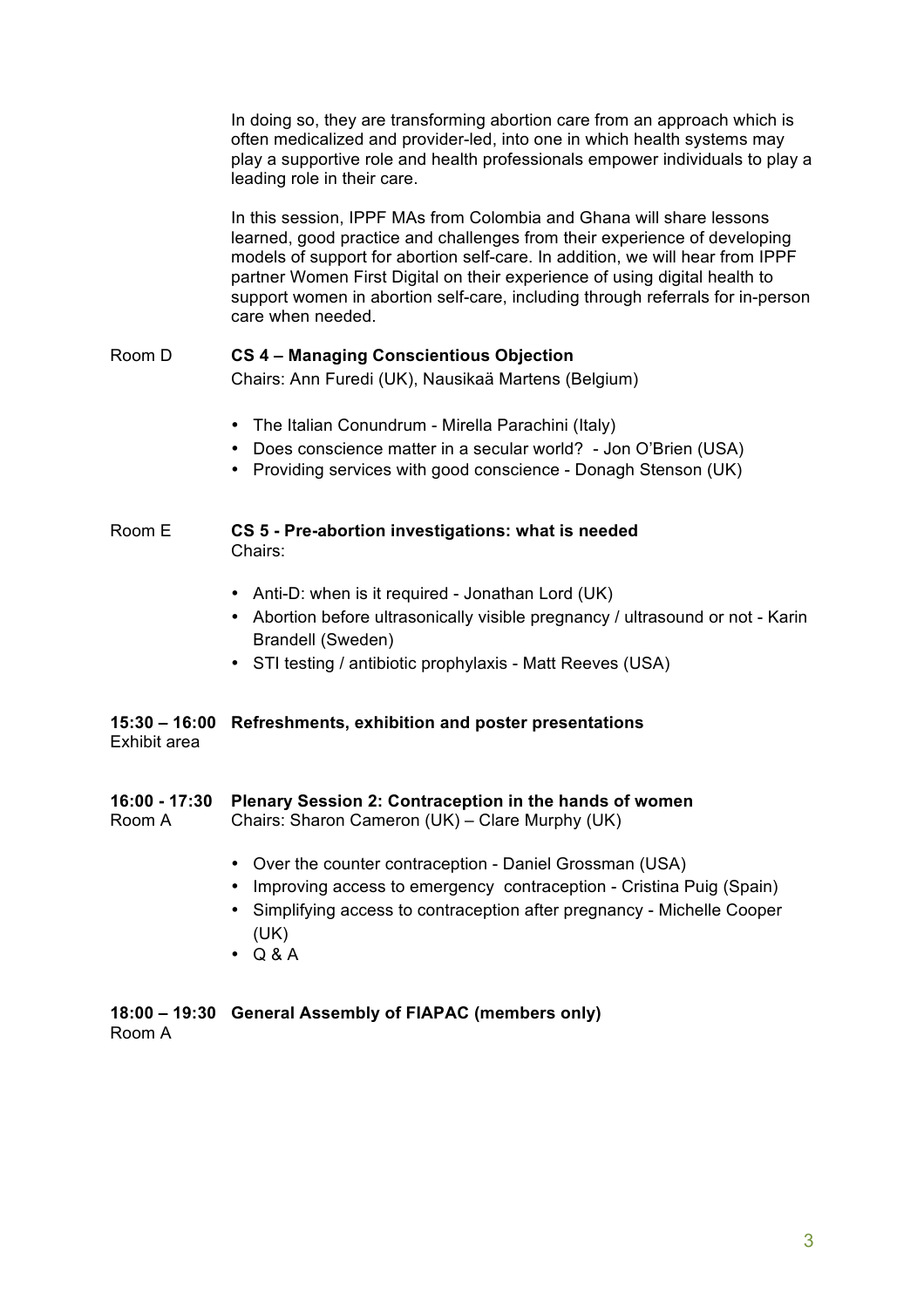In doing so, they are transforming abortion care from an approach which is often medicalized and provider-led, into one in which health systems may play a supportive role and health professionals empower individuals to play a leading role in their care.

In this session, IPPF MAs from Colombia and Ghana will share lessons learned, good practice and challenges from their experience of developing models of support for abortion self-care. In addition, we will hear from IPPF partner Women First Digital on their experience of using digital health to support women in abortion self-care, including through referrals for in-person care when needed.

Room D **CS 4 – Managing Conscientious Objection**
Chairs: Ann Furedi (UK), Nausikaä Martens (Belgium)

- The Italian Conundrum - Mirella Parachini (Italy)
- Does conscience matter in a secular world? - Jon O'Brien (USA)
- Providing services with good conscience - Donagh Stenson (UK)

Room E **CS 5 - Pre-abortion investigations: what is needed**
Chairs:

- Anti-D: when is it required - Jonathan Lord (UK)
- Abortion before ultrasonically visible pregnancy / ultrasound or not - Karin Brandell (Sweden)
- STI testing / antibiotic prophylaxis - Matt Reeves (USA)

**15:30 – 16:00 Refreshments, exhibition and poster presentations**
Exhibit area

**16:00 - 17:30 Plenary Session 2: Contraception in the hands of women**
Room A
Chairs: Sharon Cameron (UK) – Clare Murphy (UK)

- Over the counter contraception - Daniel Grossman (USA)
- Improving access to emergency contraception - Cristina Puig (Spain)
- Simplifying access to contraception after pregnancy - Michelle Cooper (UK)
- Q & A

**18:00 – 19:30 General Assembly of FIAPAC (members only)**
Room A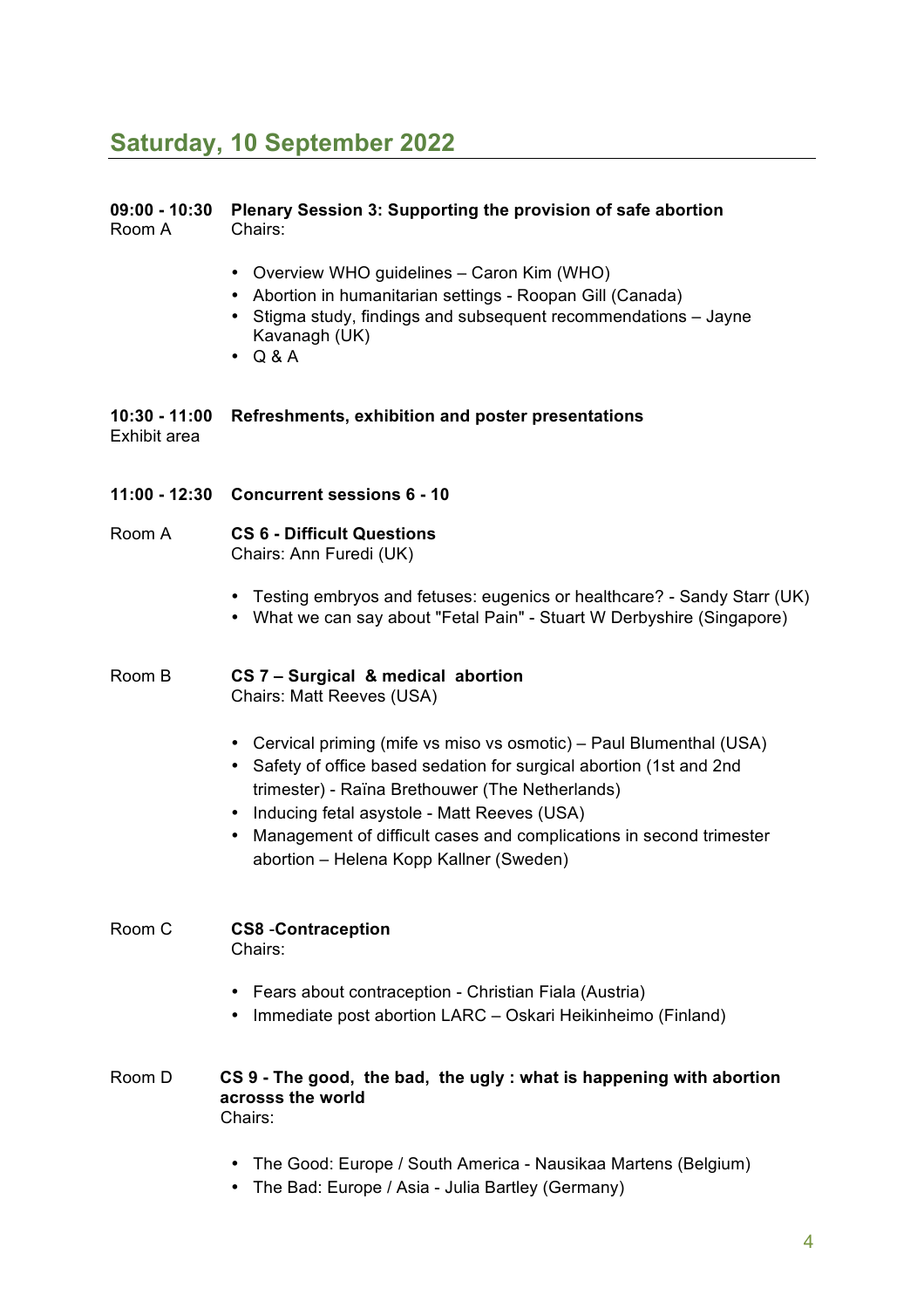## Saturday, 10 September 2022

**09:00 - 10:30** **Plenary Session 3: Supporting the provision of safe abortion**
Room A
Chairs:

- Overview WHO guidelines – Caron Kim (WHO)
- Abortion in humanitarian settings - Roopan Gill (Canada)
- Stigma study, findings and subsequent recommendations – Jayne Kavanagh (UK)
- Q & A

**10:30 - 11:00** **Refreshments, exhibition and poster presentations**
Exhibit area

**11:00 - 12:30** **Concurrent sessions 6 - 10**

Room A **CS 6 - Difficult Questions**
Chairs: Ann Furedi (UK)

- Testing embryos and fetuses: eugenics or healthcare? - Sandy Starr (UK)
- What we can say about "Fetal Pain" - Stuart W Derbyshire (Singapore)

Room B **CS 7 – Surgical & medical abortion**
Chairs: Matt Reeves (USA)

- Cervical priming (mife vs miso vs osmotic) – Paul Blumenthal (USA)
- Safety of office based sedation for surgical abortion (1st and 2nd trimester) - Raïna Brethouwer (The Netherlands)
- Inducing fetal asystole - Matt Reeves (USA)
- Management of difficult cases and complications in second trimester abortion – Helena Kopp Kallner (Sweden)

Room C **CS8 -Contraception**
Chairs:

- Fears about contraception - Christian Fiala (Austria)
- Immediate post abortion LARC – Oskari Heikinheimo (Finland)

Room D **CS 9 - The good, the bad, the ugly : what is happening with abortion acrosss the world**
Chairs:

- The Good: Europe / South America - Nausikaa Martens (Belgium)
- The Bad: Europe / Asia - Julia Bartley (Germany)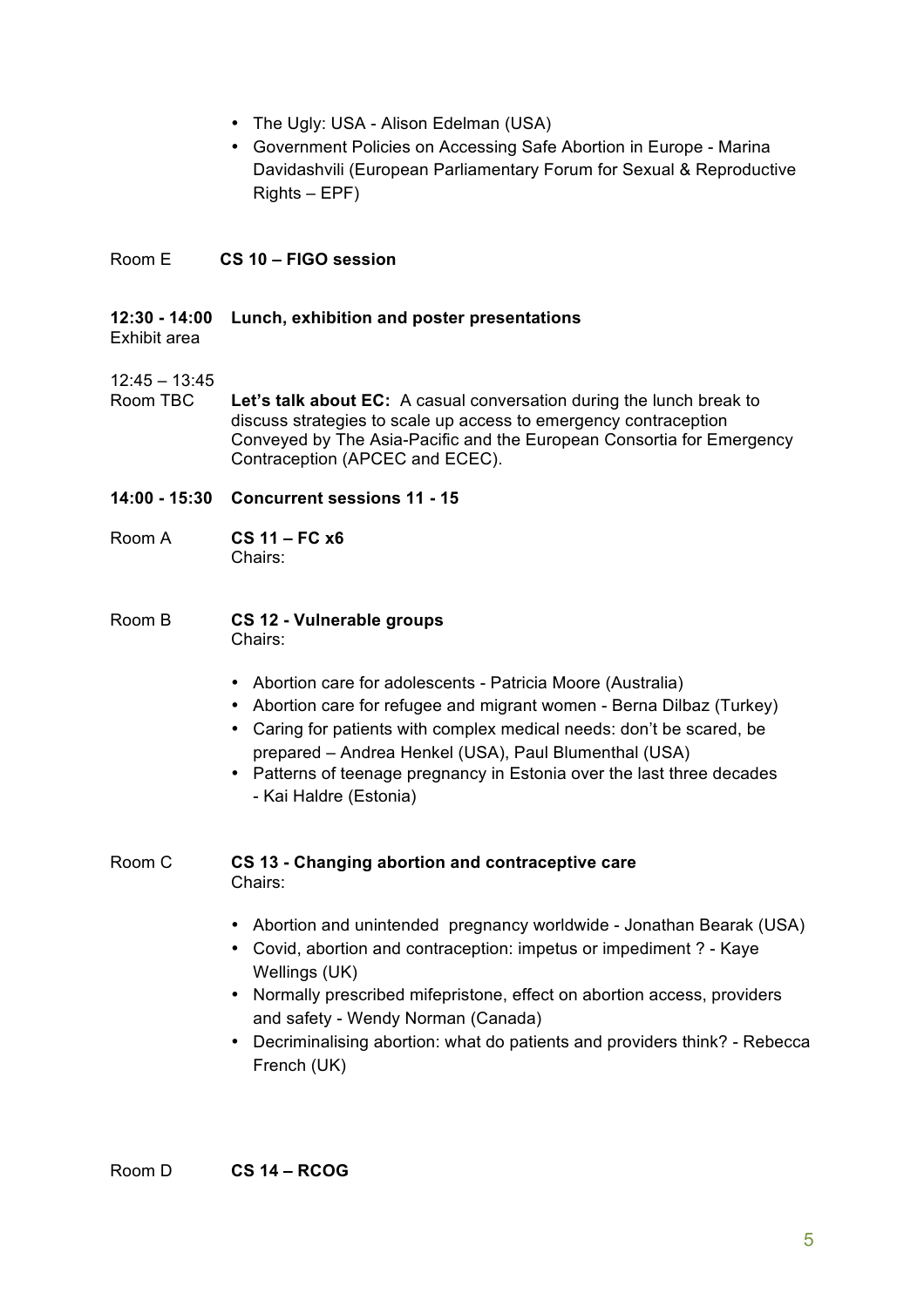- The Ugly: USA - Alison Edelman (USA)
- Government Policies on Accessing Safe Abortion in Europe - Marina Davidashvili (European Parliamentary Forum for Sexual & Reproductive Rights – EPF)

Room E **CS 10 – FIGO session**

**12:30 - 14:00 Lunch, exhibition and poster presentations**
Exhibit area

12:45 – 13:45
Room TBC **Let's talk about EC:** A casual conversation during the lunch break to discuss strategies to scale up access to emergency contraception Conveyed by The Asia-Pacific and the European Consortia for Emergency Contraception (APCEC and ECEC).

**14:00 - 15:30 Concurrent sessions 11 - 15**

Room A **CS 11 – FC x6**
Chairs:

Room B **CS 12 - Vulnerable groups**
Chairs:

- Abortion care for adolescents - Patricia Moore (Australia)
- Abortion care for refugee and migrant women - Berna Dilbaz (Turkey)
- Caring for patients with complex medical needs: don't be scared, be prepared – Andrea Henkel (USA), Paul Blumenthal (USA)
- Patterns of teenage pregnancy in Estonia over the last three decades - Kai Haldre (Estonia)

Room C **CS 13 - Changing abortion and contraceptive care**
Chairs:

- Abortion and unintended pregnancy worldwide - Jonathan Bearak (USA)
- Covid, abortion and contraception: impetus or impediment ? - Kaye Wellings (UK)
- Normally prescribed mifepristone, effect on abortion access, providers and safety - Wendy Norman (Canada)
- Decriminalising abortion: what do patients and providers think? - Rebecca French (UK)

Room D **CS 14 – RCOG**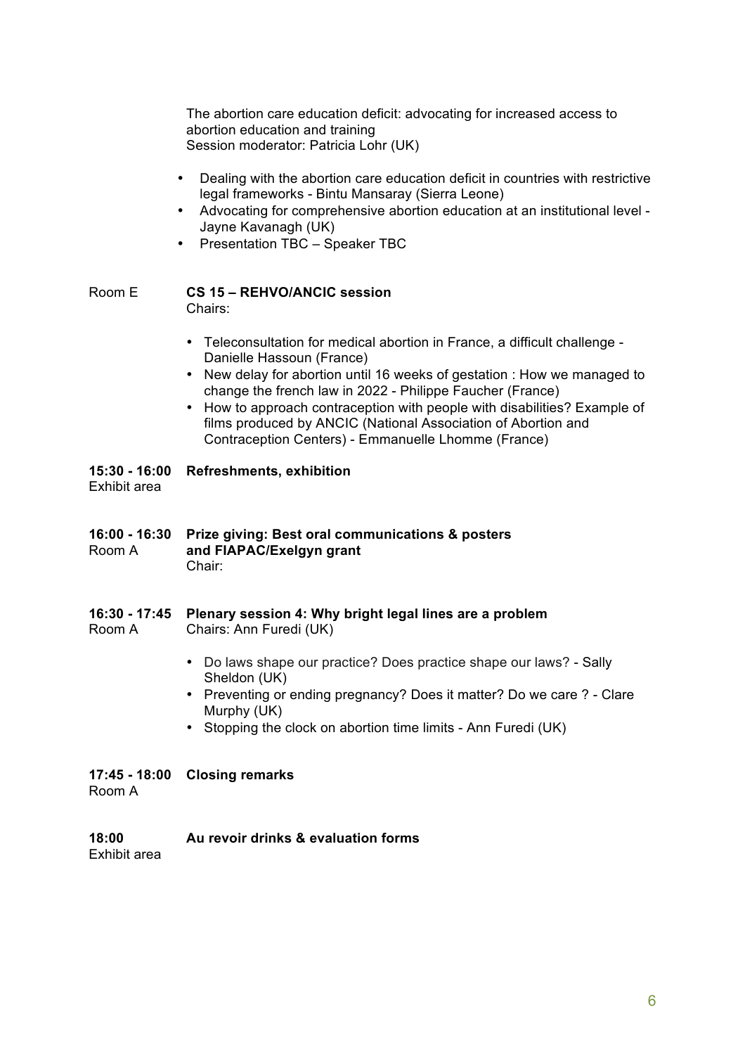The abortion care education deficit: advocating for increased access to abortion education and training
Session moderator: Patricia Lohr (UK)

- Dealing with the abortion care education deficit in countries with restrictive legal frameworks - Bintu Mansaray (Sierra Leone)
- Advocating for comprehensive abortion education at an institutional level - Jayne Kavanagh (UK)
- Presentation TBC – Speaker TBC

Room E **CS 15 – REHVO/ANCIC session**
Chairs:

- Teleconsultation for medical abortion in France, a difficult challenge - Danielle Hassoun (France)
- New delay for abortion until 16 weeks of gestation : How we managed to change the french law in 2022 - Philippe Faucher (France)
- How to approach contraception with people with disabilities? Example of films produced by ANCIC (National Association of Abortion and Contraception Centers) - Emmanuelle Lhomme (France)

**15:30 - 16:00** **Refreshments, exhibition**
Exhibit area

**16:00 - 16:30** **Prize giving: Best oral communications & posters and FIAPAC/Exelgyn grant**
Room A
Chair:

**16:30 - 17:45** **Plenary session 4: Why bright legal lines are a problem**
Room A
Chairs: Ann Furedi (UK)

- Do laws shape our practice? Does practice shape our laws? - Sally Sheldon (UK)
- Preventing or ending pregnancy? Does it matter? Do we care ? - Clare Murphy (UK)
- Stopping the clock on abortion time limits - Ann Furedi (UK)

**17:45 - 18:00** **Closing remarks**
Room A

**18:00** **Au revoir drinks & evaluation forms**
Exhibit area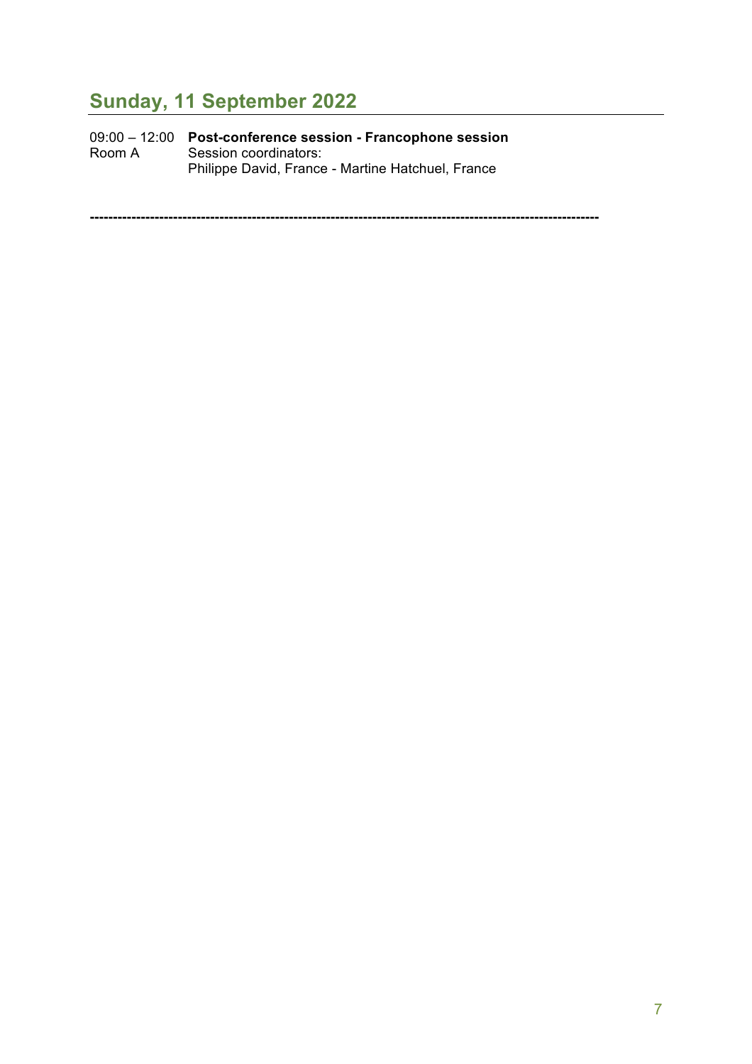## Sunday, 11 September 2022

09:00 – 12:00 **Post-conference session - Francophone session**
Room A Session coordinators:
Philippe David, France - Martine Hatchuel, France

---